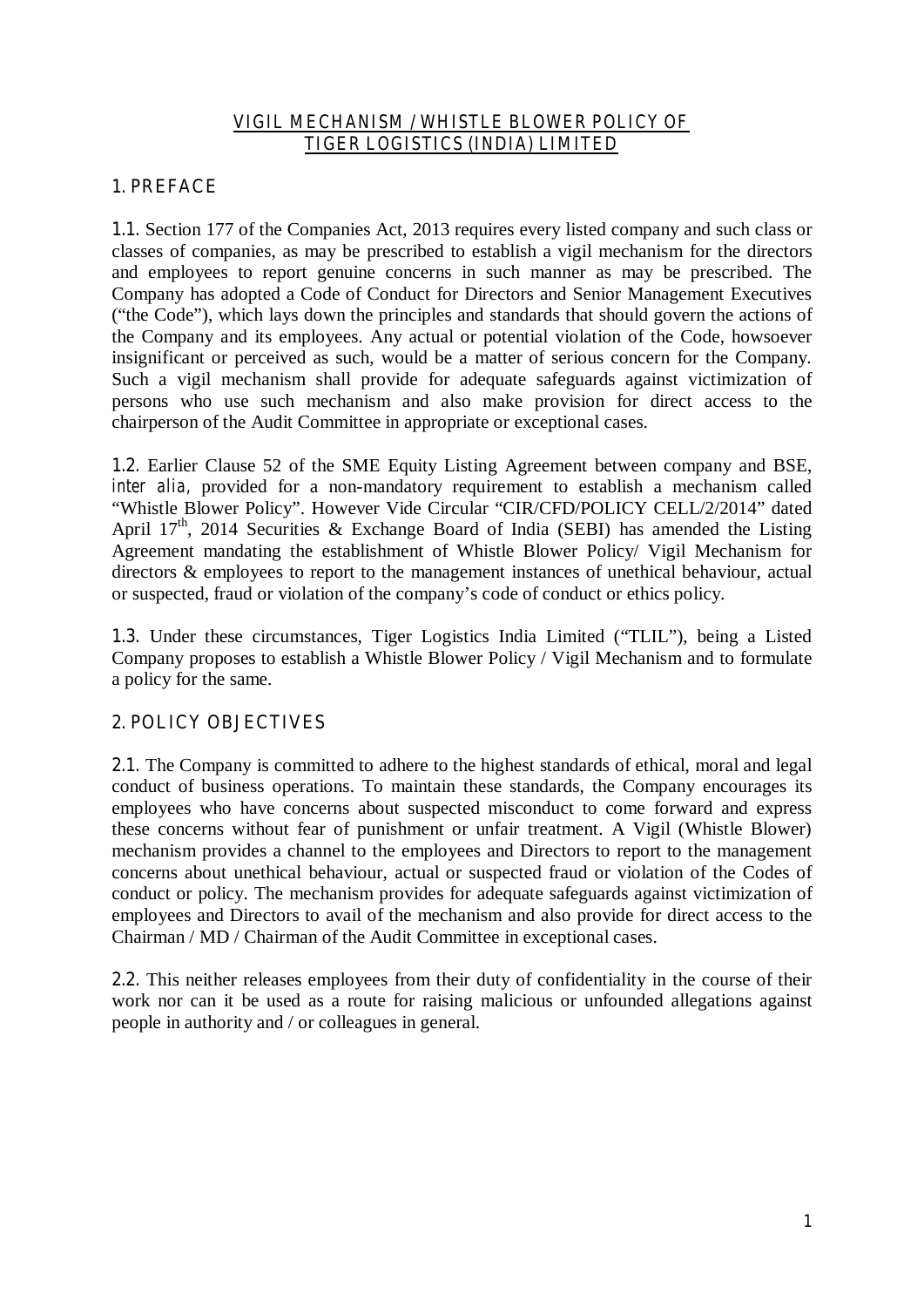# VIGIL MECHANISM / WHISTLE BLOWER POLICY OF TIGER LOGISTICS (INDIA) LIMITED

## 1. PREFACE

1.1. Section 177 of the Companies Act, 2013 requires every listed company and such class or classes of companies, as may be prescribed to establish a vigil mechanism for the directors and employees to report genuine concerns in such manner as may be prescribed. The Company has adopted a Code of Conduct for Directors and Senior Management Executives ("the Code"), which lays down the principles and standards that should govern the actions of the Company and its employees. Any actual or potential violation of the Code, howsoever insignificant or perceived as such, would be a matter of serious concern for the Company. Such a vigil mechanism shall provide for adequate safeguards against victimization of persons who use such mechanism and also make provision for direct access to the chairperson of the Audit Committee in appropriate or exceptional cases.

1.2. Earlier Clause 52 of the SME Equity Listing Agreement between company and BSE, *inter alia*, provided for a non-mandatory requirement to establish a mechanism called "Whistle Blower Policy". However Vide Circular "CIR/CFD/POLICY CELL/2/2014" dated April 17th, 2014 Securities & Exchange Board of India (SEBI) has amended the Listing Agreement mandating the establishment of Whistle Blower Policy/ Vigil Mechanism for directors & employees to report to the management instances of unethical behaviour, actual or suspected, fraud or violation of the company's code of conduct or ethics policy.

1.3. Under these circumstances, Tiger Logistics India Limited ("TLIL"), being a Listed Company proposes to establish a Whistle Blower Policy / Vigil Mechanism and to formulate a policy for the same.

## 2. POLICY OBJECTIVES

2.1. The Company is committed to adhere to the highest standards of ethical, moral and legal conduct of business operations. To maintain these standards, the Company encourages its employees who have concerns about suspected misconduct to come forward and express these concerns without fear of punishment or unfair treatment. A Vigil (Whistle Blower) mechanism provides a channel to the employees and Directors to report to the management concerns about unethical behaviour, actual or suspected fraud or violation of the Codes of conduct or policy. The mechanism provides for adequate safeguards against victimization of employees and Directors to avail of the mechanism and also provide for direct access to the Chairman / MD / Chairman of the Audit Committee in exceptional cases.

2.2. This neither releases employees from their duty of confidentiality in the course of their work nor can it be used as a route for raising malicious or unfounded allegations against people in authority and / or colleagues in general.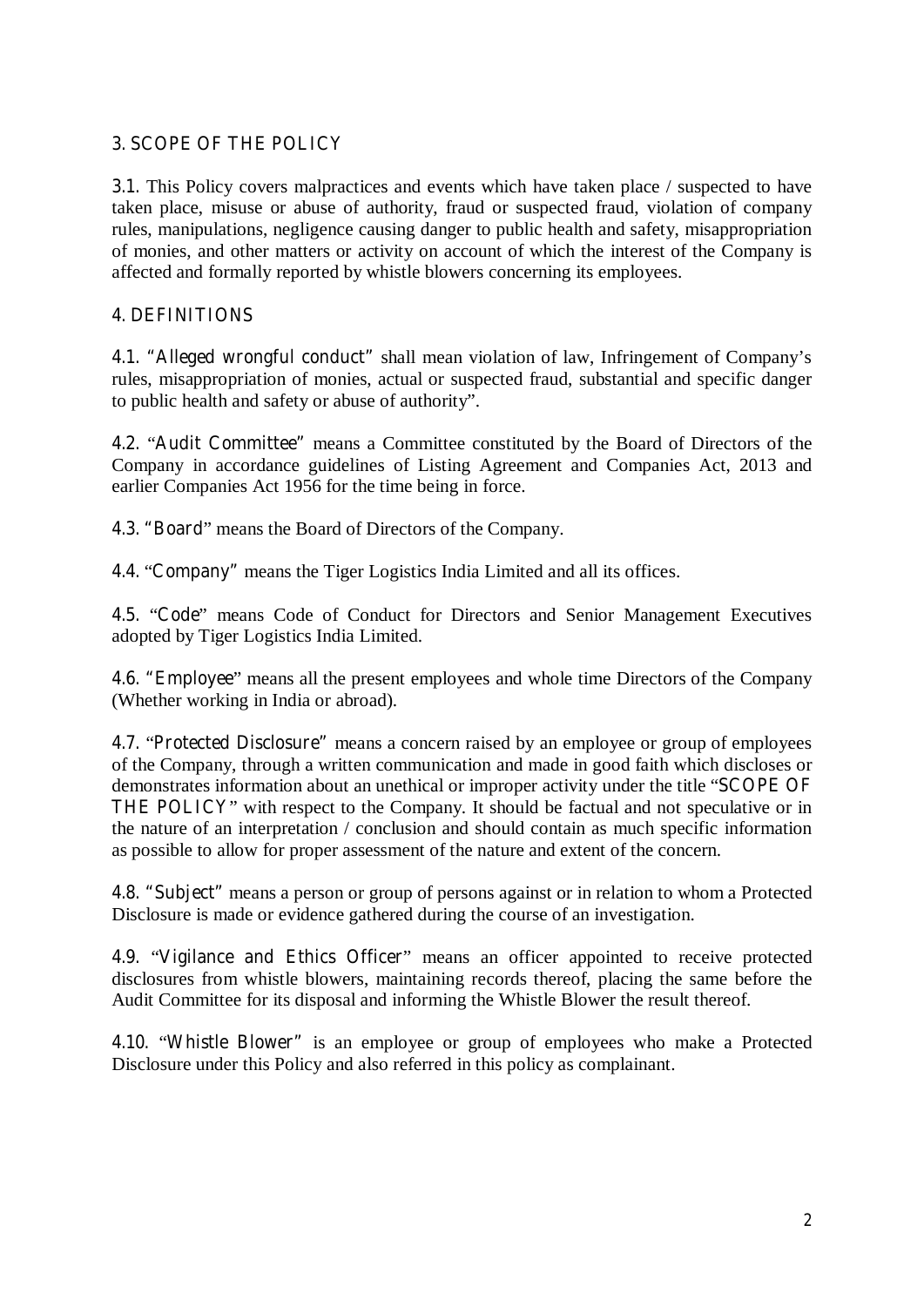## 3. SCOPE OF THE POLICY

3.1. This Policy covers malpractices and events which have taken place / suspected to have taken place, misuse or abuse of authority, fraud or suspected fraud, violation of company rules, manipulations, negligence causing danger to public health and safety, misappropriation of monies, and other matters or activity on account of which the interest of the Company is affected and formally reported by whistle blowers concerning its employees.

## 4. DEFINITIONS

4.1. "Alleged wrongful conduct" shall mean violation of law, Infringement of Company's rules, misappropriation of monies, actual or suspected fraud, substantial and specific danger to public health and safety or abuse of authority".

4.2. "Audit Committee" means a Committee constituted by the Board of Directors of the Company in accordance guidelines of Listing Agreement and Companies Act, 2013 and earlier Companies Act 1956 for the time being in force.

4.3. "Board" means the Board of Directors of the Company.

4.4. "Company" means the Tiger Logistics India Limited and all its offices.

4.5. "Code" means Code of Conduct for Directors and Senior Management Executives adopted by Tiger Logistics India Limited.

4.6. "Employee" means all the present employees and whole time Directors of the Company (Whether working in India or abroad).

4.7. "Protected Disclosure" means a concern raised by an employee or group of employees of the Company, through a written communication and made in good faith which discloses or demonstrates information about an unethical or improper activity under the title "SCOPE OF THE POLICY" with respect to the Company. It should be factual and not speculative or in the nature of an interpretation / conclusion and should contain as much specific information as possible to allow for proper assessment of the nature and extent of the concern.

4.8. "Subject" means a person or group of persons against or in relation to whom a Protected Disclosure is made or evidence gathered during the course of an investigation.

4.9. "Vigilance and Ethics Officer" means an officer appointed to receive protected disclosures from whistle blowers, maintaining records thereof, placing the same before the Audit Committee for its disposal and informing the Whistle Blower the result thereof.

4.10. "Whistle Blower" is an employee or group of employees who make a Protected Disclosure under this Policy and also referred in this policy as complainant.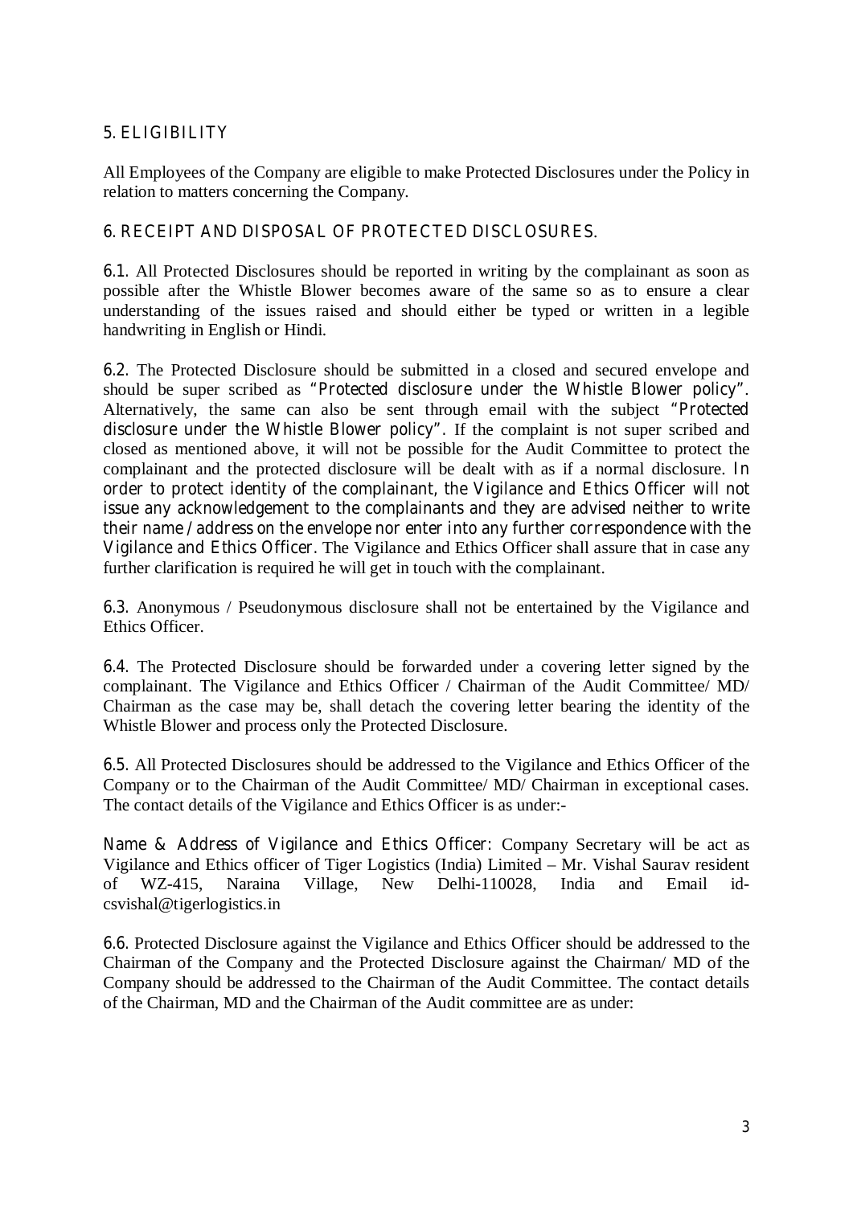## 5. ELIGIBILITY

All Employees of the Company are eligible to make Protected Disclosures under the Policy in relation to matters concerning the Company.

## 6. RECEIPT AND DISPOSAL OF PROTECTED DISCLOSURES.

**6.1.** All Protected Disclosures should be reported in writing by the complainant as soon as possible after the Whistle Blower becomes aware of the same so as to ensure a clear understanding of the issues raised and should either be typed or written in a legible handwriting in English or Hindi.

**6.2.** The Protected Disclosure should be submitted in a closed and secured envelope and should be super scribed as *"Protected disclosure under the Whistle Blower policy"*. Alternatively, the same can also be sent through email with the subject *"Protected disclosure under the Whistle Blower policy"*. If the complaint is not super scribed and closed as mentioned above, it will not be possible for the Audit Committee to protect the complainant and the protected disclosure will be dealt with as if a normal disclosure. *In order to protect identity of the complainant, the Vigilance and Ethics Officer will not issue any acknowledgement to the complainants and they are advised neither to write their name / address on the envelope nor enter into any further correspondence with the Vigilance and Ethics Officer.* The Vigilance and Ethics Officer shall assure that in case any further clarification is required he will get in touch with the complainant.

**6.3.** Anonymous / Pseudonymous disclosure shall not be entertained by the Vigilance and Ethics Officer.

**6.4.** The Protected Disclosure should be forwarded under a covering letter signed by the complainant. The Vigilance and Ethics Officer / Chairman of the Audit Committee/ MD/ Chairman as the case may be, shall detach the covering letter bearing the identity of the Whistle Blower and process only the Protected Disclosure.

**6.5.** All Protected Disclosures should be addressed to the Vigilance and Ethics Officer of the Company or to the Chairman of the Audit Committee/ MD/ Chairman in exceptional cases. The contact details of the Vigilance and Ethics Officer is as under:-

*Name & Address of Vigilance and Ethics Officer*: Company Secretary will be act as Vigilance and Ethics officer of Tiger Logistics (India) Limited – Mr. Vishal Saurav resident of WZ-415, Naraina Village, New Delhi-110028, India and Email id-csvishal@tigerlogistics.in

**6.6.** Protected Disclosure against the Vigilance and Ethics Officer should be addressed to the Chairman of the Company and the Protected Disclosure against the Chairman/ MD of the Company should be addressed to the Chairman of the Audit Committee. The contact details of the Chairman, MD and the Chairman of the Audit committee are as under: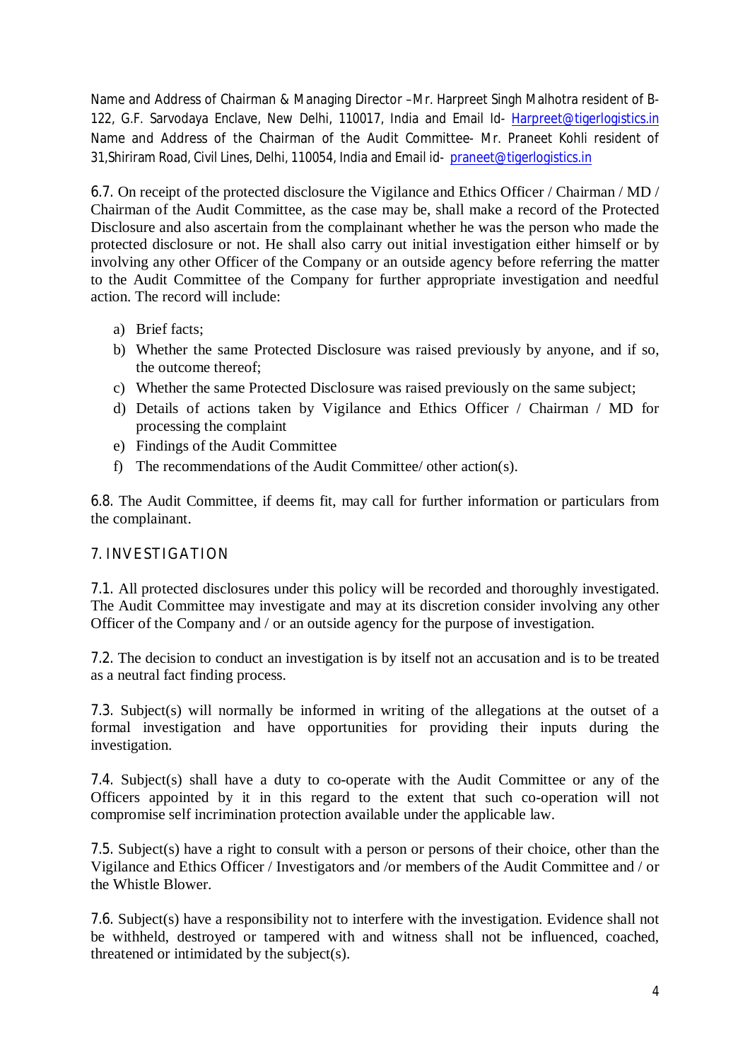Name and Address of Chairman & Managing Director –Mr. Harpreet Singh Malhotra resident of B-122, G.F. Sarvodaya Enclave, New Delhi, 110017, India and Email Id- Harpreet@tigerlogistics.in
Name and Address of the Chairman of the Audit Committee- Mr. Praneet Kohli resident of 31,Shiriram Road, Civil Lines, Delhi, 110054, India and Email id- praneet@tigerlogistics.in

6.7. On receipt of the protected disclosure the Vigilance and Ethics Officer / Chairman / MD / Chairman of the Audit Committee, as the case may be, shall make a record of the Protected Disclosure and also ascertain from the complainant whether he was the person who made the protected disclosure or not. He shall also carry out initial investigation either himself or by involving any other Officer of the Company or an outside agency before referring the matter to the Audit Committee of the Company for further appropriate investigation and needful action. The record will include:

a) Brief facts;
b) Whether the same Protected Disclosure was raised previously by anyone, and if so, the outcome thereof;
c) Whether the same Protected Disclosure was raised previously on the same subject;
d) Details of actions taken by Vigilance and Ethics Officer / Chairman / MD for processing the complaint
e) Findings of the Audit Committee
f) The recommendations of the Audit Committee/ other action(s).

6.8. The Audit Committee, if deems fit, may call for further information or particulars from the complainant.

## 7. INVESTIGATION

7.1. All protected disclosures under this policy will be recorded and thoroughly investigated. The Audit Committee may investigate and may at its discretion consider involving any other Officer of the Company and / or an outside agency for the purpose of investigation.

7.2. The decision to conduct an investigation is by itself not an accusation and is to be treated as a neutral fact finding process.

7.3. Subject(s) will normally be informed in writing of the allegations at the outset of a formal investigation and have opportunities for providing their inputs during the investigation.

7.4. Subject(s) shall have a duty to co-operate with the Audit Committee or any of the Officers appointed by it in this regard to the extent that such co-operation will not compromise self incrimination protection available under the applicable law.

7.5. Subject(s) have a right to consult with a person or persons of their choice, other than the Vigilance and Ethics Officer / Investigators and /or members of the Audit Committee and / or the Whistle Blower.

7.6. Subject(s) have a responsibility not to interfere with the investigation. Evidence shall not be withheld, destroyed or tampered with and witness shall not be influenced, coached, threatened or intimidated by the subject(s).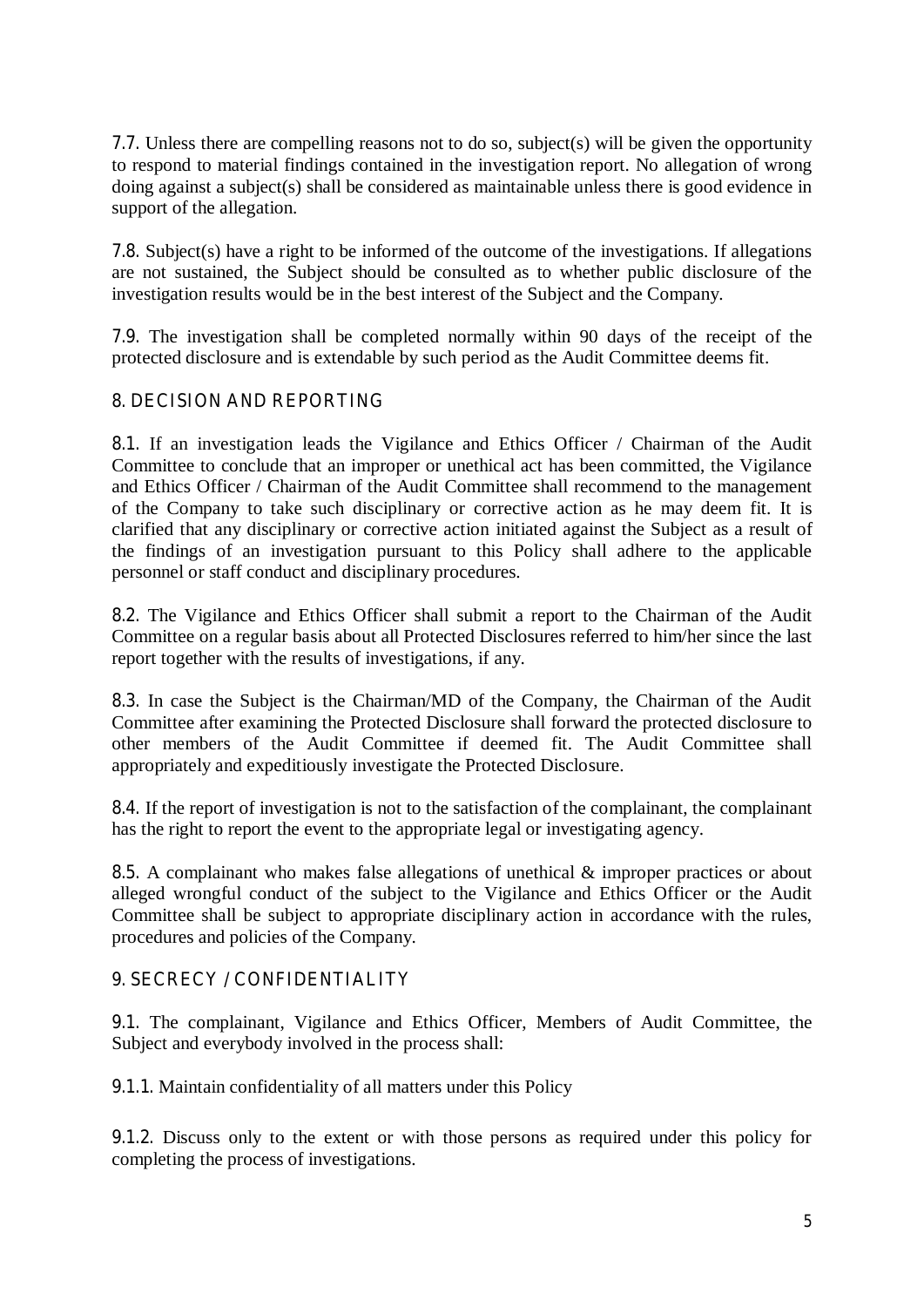7.7. Unless there are compelling reasons not to do so, subject(s) will be given the opportunity to respond to material findings contained in the investigation report. No allegation of wrong doing against a subject(s) shall be considered as maintainable unless there is good evidence in support of the allegation.

7.8. Subject(s) have a right to be informed of the outcome of the investigations. If allegations are not sustained, the Subject should be consulted as to whether public disclosure of the investigation results would be in the best interest of the Subject and the Company.

7.9. The investigation shall be completed normally within 90 days of the receipt of the protected disclosure and is extendable by such period as the Audit Committee deems fit.

## 8. DECISION AND REPORTING

8.1. If an investigation leads the Vigilance and Ethics Officer / Chairman of the Audit Committee to conclude that an improper or unethical act has been committed, the Vigilance and Ethics Officer / Chairman of the Audit Committee shall recommend to the management of the Company to take such disciplinary or corrective action as he may deem fit. It is clarified that any disciplinary or corrective action initiated against the Subject as a result of the findings of an investigation pursuant to this Policy shall adhere to the applicable personnel or staff conduct and disciplinary procedures.

8.2. The Vigilance and Ethics Officer shall submit a report to the Chairman of the Audit Committee on a regular basis about all Protected Disclosures referred to him/her since the last report together with the results of investigations, if any.

8.3. In case the Subject is the Chairman/MD of the Company, the Chairman of the Audit Committee after examining the Protected Disclosure shall forward the protected disclosure to other members of the Audit Committee if deemed fit. The Audit Committee shall appropriately and expeditiously investigate the Protected Disclosure.

8.4. If the report of investigation is not to the satisfaction of the complainant, the complainant has the right to report the event to the appropriate legal or investigating agency.

8.5. A complainant who makes false allegations of unethical & improper practices or about alleged wrongful conduct of the subject to the Vigilance and Ethics Officer or the Audit Committee shall be subject to appropriate disciplinary action in accordance with the rules, procedures and policies of the Company.

## 9. SECRECY / CONFIDENTIALITY

9.1. The complainant, Vigilance and Ethics Officer, Members of Audit Committee, the Subject and everybody involved in the process shall:

9.1.1. Maintain confidentiality of all matters under this Policy

9.1.2. Discuss only to the extent or with those persons as required under this policy for completing the process of investigations.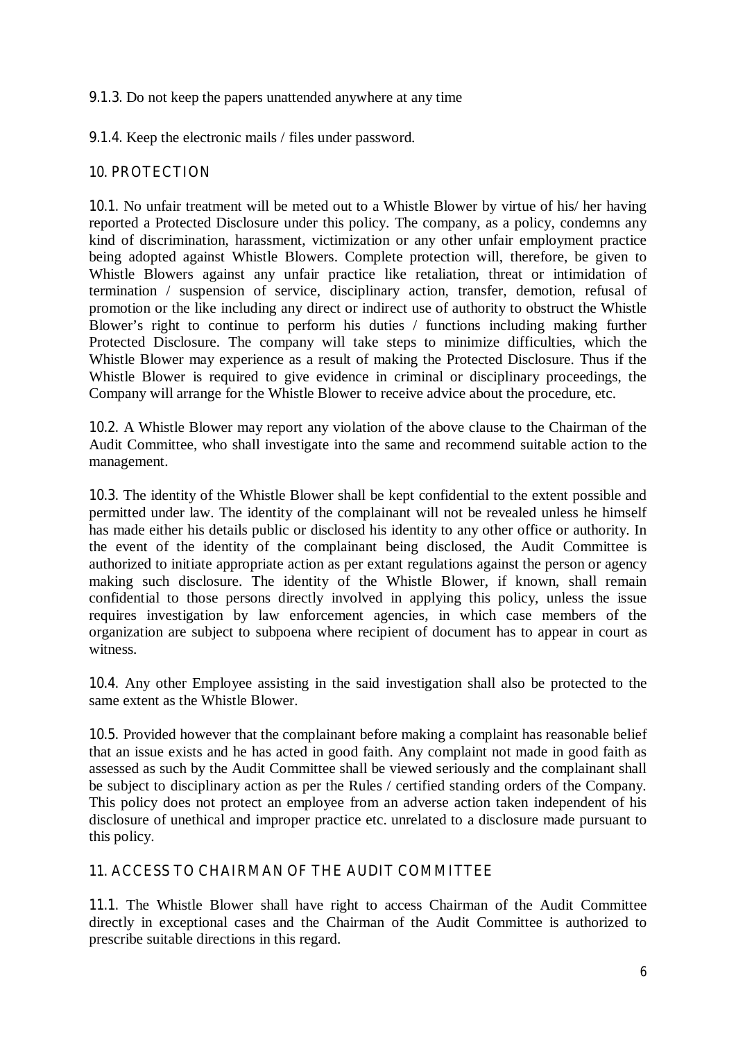9.1.3. Do not keep the papers unattended anywhere at any time

9.1.4. Keep the electronic mails / files under password.

## 10. PROTECTION

10.1. No unfair treatment will be meted out to a Whistle Blower by virtue of his/ her having reported a Protected Disclosure under this policy. The company, as a policy, condemns any kind of discrimination, harassment, victimization or any other unfair employment practice being adopted against Whistle Blowers. Complete protection will, therefore, be given to Whistle Blowers against any unfair practice like retaliation, threat or intimidation of termination / suspension of service, disciplinary action, transfer, demotion, refusal of promotion or the like including any direct or indirect use of authority to obstruct the Whistle Blower's right to continue to perform his duties / functions including making further Protected Disclosure. The company will take steps to minimize difficulties, which the Whistle Blower may experience as a result of making the Protected Disclosure. Thus if the Whistle Blower is required to give evidence in criminal or disciplinary proceedings, the Company will arrange for the Whistle Blower to receive advice about the procedure, etc.

10.2. A Whistle Blower may report any violation of the above clause to the Chairman of the Audit Committee, who shall investigate into the same and recommend suitable action to the management.

10.3. The identity of the Whistle Blower shall be kept confidential to the extent possible and permitted under law. The identity of the complainant will not be revealed unless he himself has made either his details public or disclosed his identity to any other office or authority. In the event of the identity of the complainant being disclosed, the Audit Committee is authorized to initiate appropriate action as per extant regulations against the person or agency making such disclosure. The identity of the Whistle Blower, if known, shall remain confidential to those persons directly involved in applying this policy, unless the issue requires investigation by law enforcement agencies, in which case members of the organization are subject to subpoena where recipient of document has to appear in court as witness.

10.4. Any other Employee assisting in the said investigation shall also be protected to the same extent as the Whistle Blower.

10.5. Provided however that the complainant before making a complaint has reasonable belief that an issue exists and he has acted in good faith. Any complaint not made in good faith as assessed as such by the Audit Committee shall be viewed seriously and the complainant shall be subject to disciplinary action as per the Rules / certified standing orders of the Company. This policy does not protect an employee from an adverse action taken independent of his disclosure of unethical and improper practice etc. unrelated to a disclosure made pursuant to this policy.

## 11. ACCESS TO CHAIRMAN OF THE AUDIT COMMITTEE

11.1. The Whistle Blower shall have right to access Chairman of the Audit Committee directly in exceptional cases and the Chairman of the Audit Committee is authorized to prescribe suitable directions in this regard.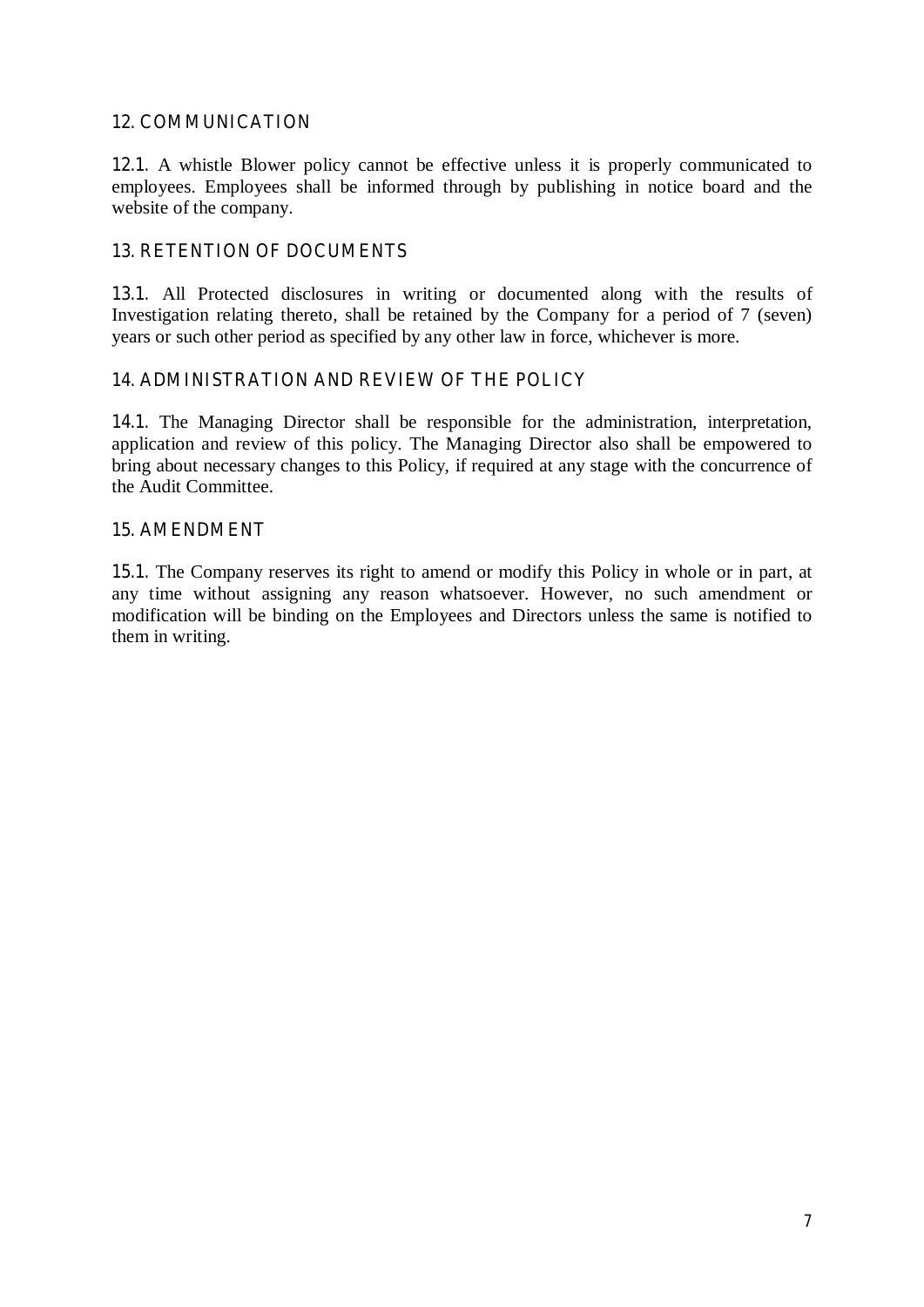## 12. COMMUNICATION

12.1. A whistle Blower policy cannot be effective unless it is properly communicated to employees. Employees shall be informed through by publishing in notice board and the website of the company.

## 13. RETENTION OF DOCUMENTS

13.1. All Protected disclosures in writing or documented along with the results of Investigation relating thereto, shall be retained by the Company for a period of 7 (seven) years or such other period as specified by any other law in force, whichever is more.

## 14. ADMINISTRATION AND REVIEW OF THE POLICY

14.1. The Managing Director shall be responsible for the administration, interpretation, application and review of this policy. The Managing Director also shall be empowered to bring about necessary changes to this Policy, if required at any stage with the concurrence of the Audit Committee.

## 15. AMENDMENT

15.1. The Company reserves its right to amend or modify this Policy in whole or in part, at any time without assigning any reason whatsoever. However, no such amendment or modification will be binding on the Employees and Directors unless the same is notified to them in writing.